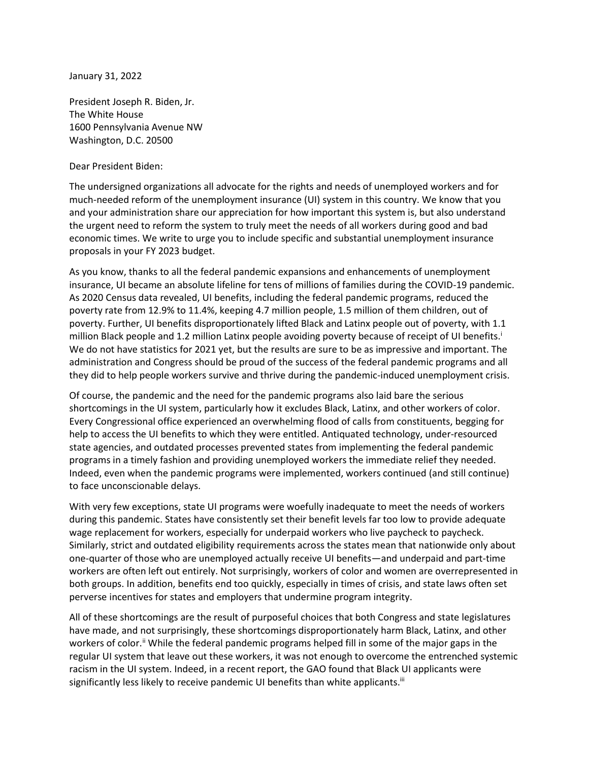January 31, 2022

President Joseph R. Biden, Jr.
The White House
1600 Pennsylvania Avenue NW
Washington, D.C. 20500

Dear President Biden:

The undersigned organizations all advocate for the rights and needs of unemployed workers and for much-needed reform of the unemployment insurance (UI) system in this country. We know that you and your administration share our appreciation for how important this system is, but also understand the urgent need to reform the system to truly meet the needs of all workers during good and bad economic times. We write to urge you to include specific and substantial unemployment insurance proposals in your FY 2023 budget.

As you know, thanks to all the federal pandemic expansions and enhancements of unemployment insurance, UI became an absolute lifeline for tens of millions of families during the COVID-19 pandemic. As 2020 Census data revealed, UI benefits, including the federal pandemic programs, reduced the poverty rate from 12.9% to 11.4%, keeping 4.7 million people, 1.5 million of them children, out of poverty. Further, UI benefits disproportionately lifted Black and Latinx people out of poverty, with 1.1 million Black people and 1.2 million Latinx people avoiding poverty because of receipt of UI benefits.[i] We do not have statistics for 2021 yet, but the results are sure to be as impressive and important. The administration and Congress should be proud of the success of the federal pandemic programs and all they did to help people workers survive and thrive during the pandemic-induced unemployment crisis.

Of course, the pandemic and the need for the pandemic programs also laid bare the serious shortcomings in the UI system, particularly how it excludes Black, Latinx, and other workers of color. Every Congressional office experienced an overwhelming flood of calls from constituents, begging for help to access the UI benefits to which they were entitled. Antiquated technology, under-resourced state agencies, and outdated processes prevented states from implementing the federal pandemic programs in a timely fashion and providing unemployed workers the immediate relief they needed. Indeed, even when the pandemic programs were implemented, workers continued (and still continue) to face unconscionable delays.

With very few exceptions, state UI programs were woefully inadequate to meet the needs of workers during this pandemic. States have consistently set their benefit levels far too low to provide adequate wage replacement for workers, especially for underpaid workers who live paycheck to paycheck. Similarly, strict and outdated eligibility requirements across the states mean that nationwide only about one-quarter of those who are unemployed actually receive UI benefits—and underpaid and part-time workers are often left out entirely. Not surprisingly, workers of color and women are overrepresented in both groups. In addition, benefits end too quickly, especially in times of crisis, and state laws often set perverse incentives for states and employers that undermine program integrity.

All of these shortcomings are the result of purposeful choices that both Congress and state legislatures have made, and not surprisingly, these shortcomings disproportionately harm Black, Latinx, and other workers of color.[ii] While the federal pandemic programs helped fill in some of the major gaps in the regular UI system that leave out these workers, it was not enough to overcome the entrenched systemic racism in the UI system. Indeed, in a recent report, the GAO found that Black UI applicants were significantly less likely to receive pandemic UI benefits than white applicants.[iii]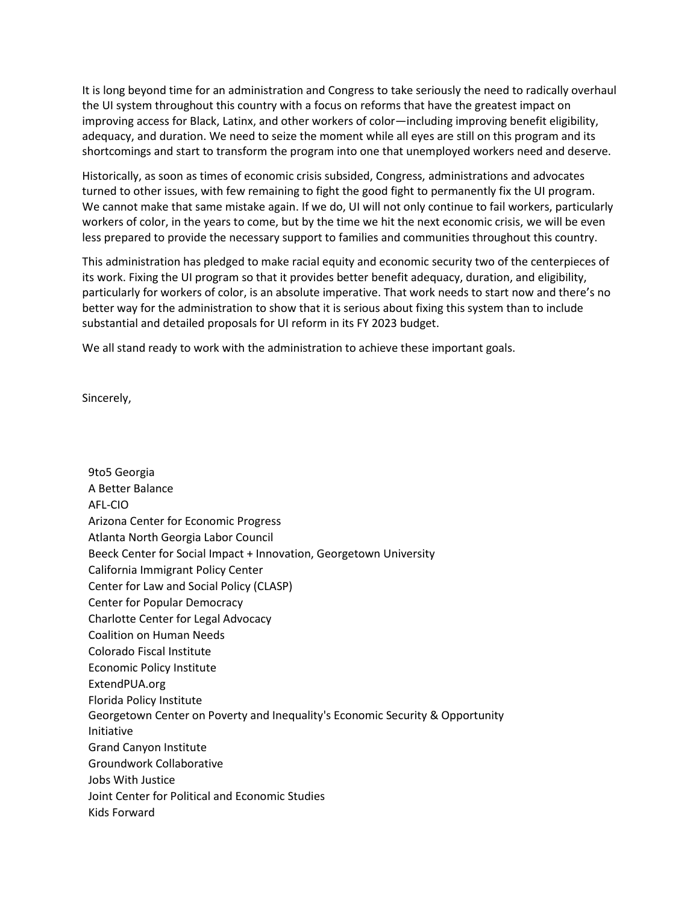It is long beyond time for an administration and Congress to take seriously the need to radically overhaul the UI system throughout this country with a focus on reforms that have the greatest impact on improving access for Black, Latinx, and other workers of color—including improving benefit eligibility, adequacy, and duration. We need to seize the moment while all eyes are still on this program and its shortcomings and start to transform the program into one that unemployed workers need and deserve.

Historically, as soon as times of economic crisis subsided, Congress, administrations and advocates turned to other issues, with few remaining to fight the good fight to permanently fix the UI program. We cannot make that same mistake again. If we do, UI will not only continue to fail workers, particularly workers of color, in the years to come, but by the time we hit the next economic crisis, we will be even less prepared to provide the necessary support to families and communities throughout this country.

This administration has pledged to make racial equity and economic security two of the centerpieces of its work. Fixing the UI program so that it provides better benefit adequacy, duration, and eligibility, particularly for workers of color, is an absolute imperative. That work needs to start now and there's no better way for the administration to show that it is serious about fixing this system than to include substantial and detailed proposals for UI reform in its FY 2023 budget.

We all stand ready to work with the administration to achieve these important goals.

Sincerely,

9to5 Georgia
A Better Balance
AFL-CIO
Arizona Center for Economic Progress
Atlanta North Georgia Labor Council
Beeck Center for Social Impact + Innovation, Georgetown University
California Immigrant Policy Center
Center for Law and Social Policy (CLASP)
Center for Popular Democracy
Charlotte Center for Legal Advocacy
Coalition on Human Needs
Colorado Fiscal Institute
Economic Policy Institute
ExtendPUA.org
Florida Policy Institute
Georgetown Center on Poverty and Inequality's Economic Security & Opportunity Initiative
Grand Canyon Institute
Groundwork Collaborative
Jobs With Justice
Joint Center for Political and Economic Studies
Kids Forward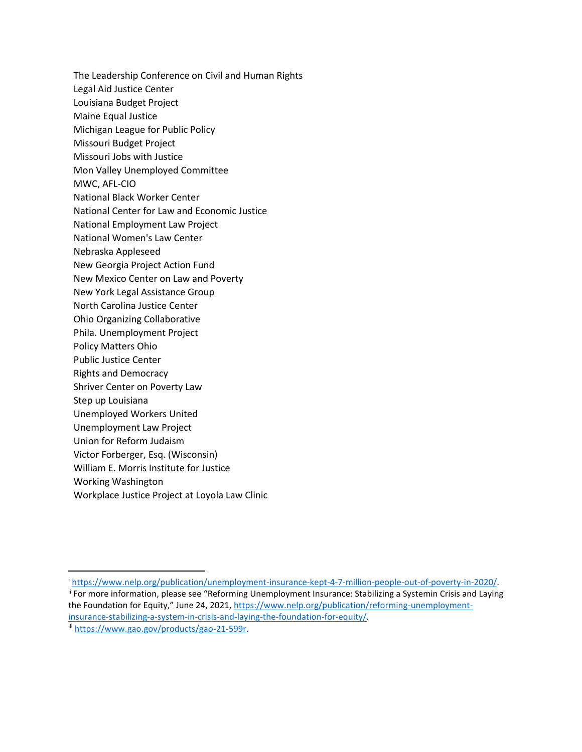The Leadership Conference on Civil and Human Rights
Legal Aid Justice Center
Louisiana Budget Project
Maine Equal Justice
Michigan League for Public Policy
Missouri Budget Project
Missouri Jobs with Justice
Mon Valley Unemployed Committee
MWC, AFL-CIO
National Black Worker Center
National Center for Law and Economic Justice
National Employment Law Project
National Women's Law Center
Nebraska Appleseed
New Georgia Project Action Fund
New Mexico Center on Law and Poverty
New York Legal Assistance Group
North Carolina Justice Center
Ohio Organizing Collaborative
Phila. Unemployment Project
Policy Matters Ohio
Public Justice Center
Rights and Democracy
Shriver Center on Poverty Law
Step up Louisiana
Unemployed Workers United
Unemployment Law Project
Union for Reform Judaism
Victor Forberger, Esq. (Wisconsin)
William E. Morris Institute for Justice
Working Washington
Workplace Justice Project at Loyola Law Clinic

---

[i] https://www.nelp.org/publication/unemployment-insurance-kept-4-7-million-people-out-of-poverty-in-2020/.

[ii] For more information, please see "Reforming Unemployment Insurance: Stabilizing a Systemin Crisis and Laying the Foundation for Equity," June 24, 2021, https://www.nelp.org/publication/reforming-unemployment-insurance-stabilizing-a-system-in-crisis-and-laying-the-foundation-for-equity/.

[iii] https://www.gao.gov/products/gao-21-599r.